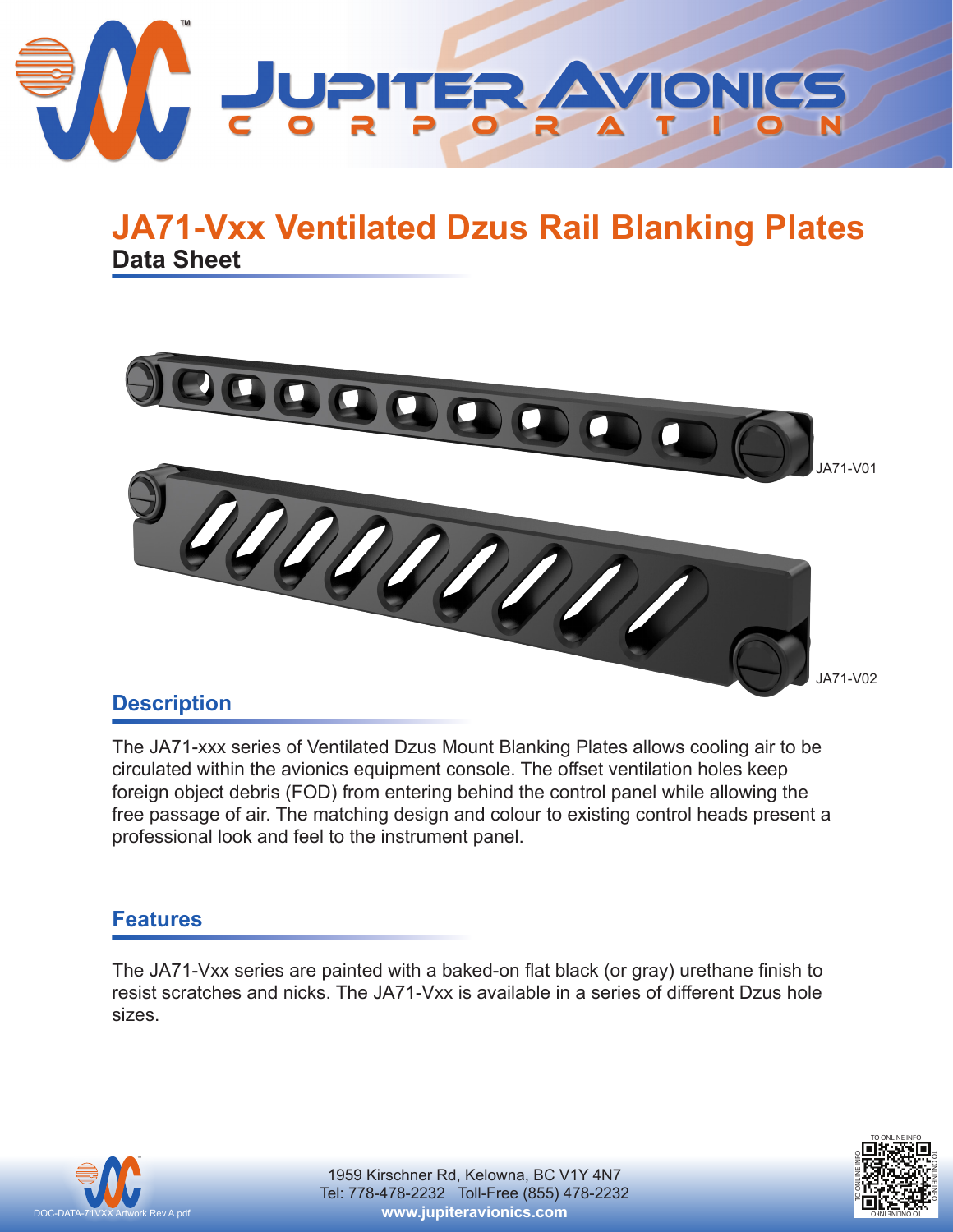# JA71-Vxx Ventilated Dzus Rail Blanking Plates

**Data Sheet**

JA71-V01

JA71-V02

## Description

The JA71-xxx series of Ventilated Dzus Mount Blanking Plates allows cooling air to be circulated within the avionics equipment console. The offset ventilation holes keep foreign object debris (FOD) from entering behind the control panel while allowing the free passage of air. The matching design and colour to existing control heads present a professional look and feel to the instrument panel.

## Features

The JA71-Vxx series are painted with a baked-on flat black (or gray) urethane finish to resist scratches and nicks. The JA71-Vxx is available in a series of different Dzus hole sizes.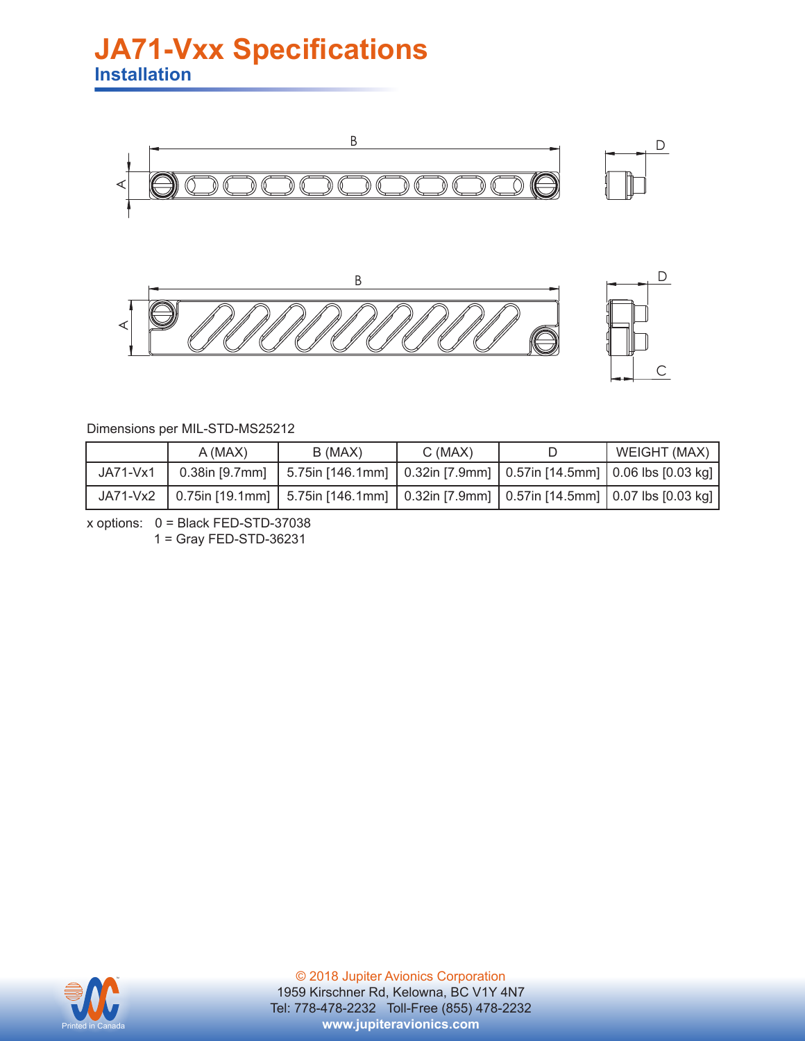# JA71-Vxx Specifications

## Installation

B

D

A

B

D

A

C

Dimensions per MIL-STD-MS25212

| | A (MAX) | B (MAX) | C (MAX) | D | WEIGHT (MAX) |
|---|---|---|---|---|---|
| JA71-Vx1 | 0.38in [9.7mm] | 5.75in [146.1mm] | 0.32in [7.9mm] | 0.57in [14.5mm] | 0.06 lbs [0.03 kg] |
| JA71-Vx2 | 0.75in [19.1mm] | 5.75in [146.1mm] | 0.32in [7.9mm] | 0.57in [14.5mm] | 0.07 lbs [0.03 kg] |

x options: 0 = Black FED-STD-37038
1 = Gray FED-STD-36231

© 2018 Jupiter Avionics Corporation
1959 Kirschner Rd, Kelowna, BC V1Y 4N7
Tel: 778-478-2232 Toll-Free (855) 478-2232
**www.jupiteravionics.com**

Printed in Canada